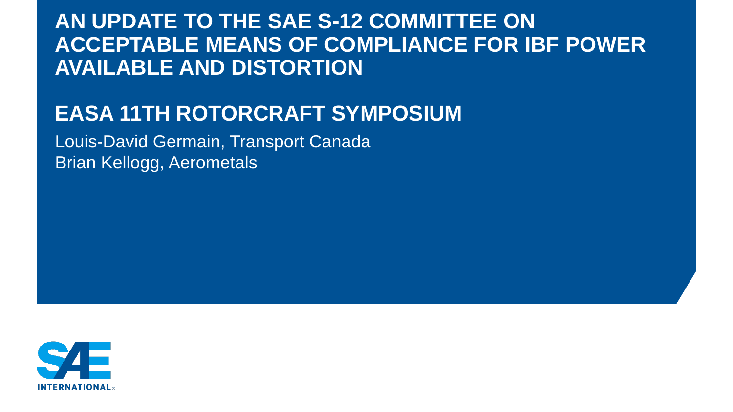# AN UPDATE TO THE SAE S-12 COMMITTEE ON ACCEPTABLE MEANS OF COMPLIANCE FOR IBF POWER AVAILABLE AND DISTORTION

## EASA 11TH ROTORCRAFT SYMPOSIUM

Louis-David Germain, Transport Canada
Brian Kellogg, Aerometals

SAE INTERNATIONAL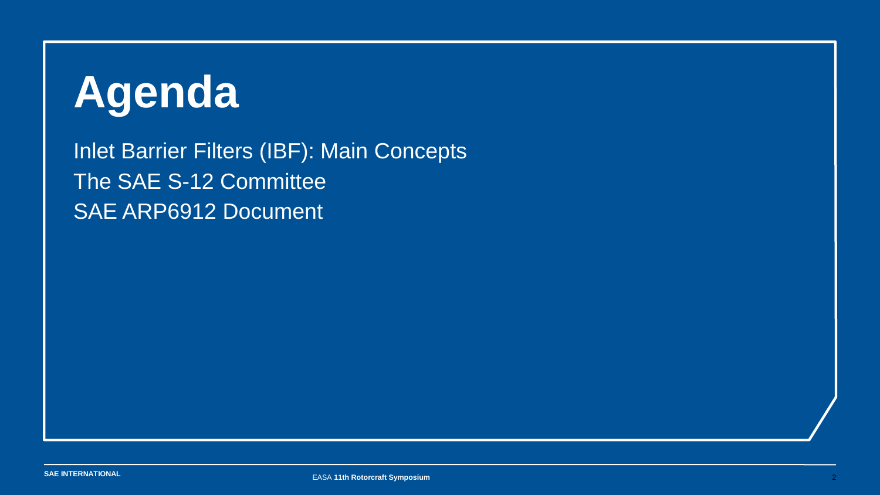# Agenda

Inlet Barrier Filters (IBF): Main Concepts

The SAE S-12 Committee

SAE ARP6912 Document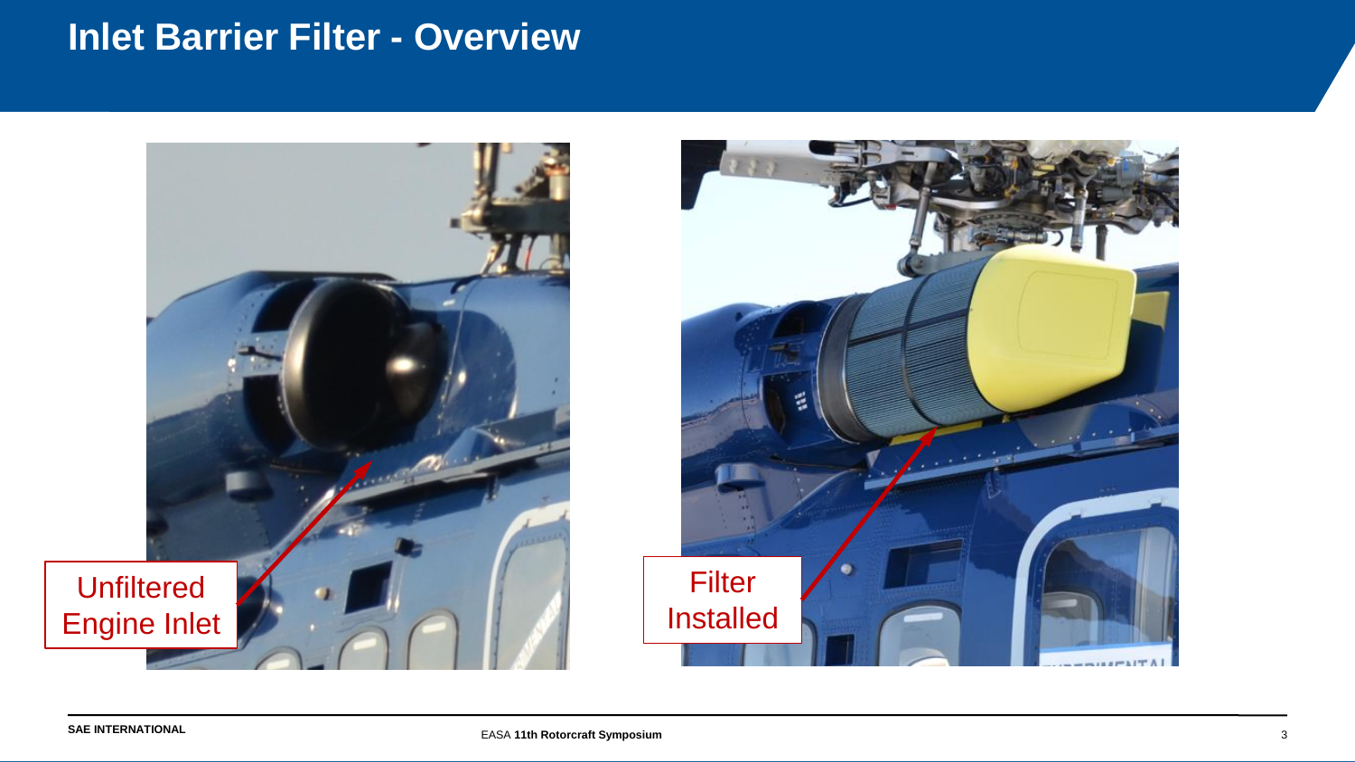# Inlet Barrier Filter - Overview

Unfiltered Engine Inlet

Filter Installed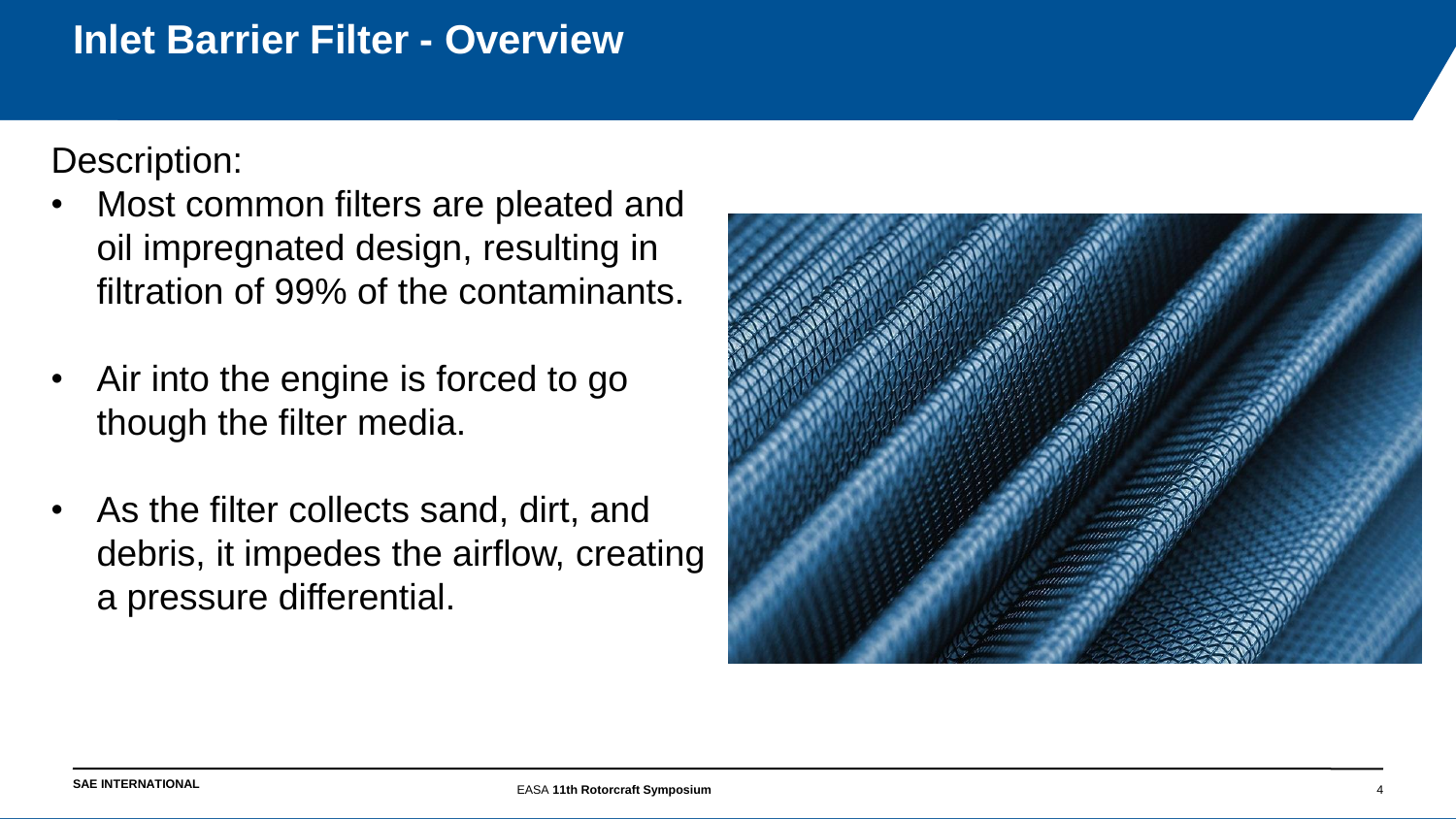# Inlet Barrier Filter - Overview

Description:

- Most common filters are pleated and oil impregnated design, resulting in filtration of 99% of the contaminants.
- Air into the engine is forced to go though the filter media.
- As the filter collects sand, dirt, and debris, it impedes the airflow, creating a pressure differential.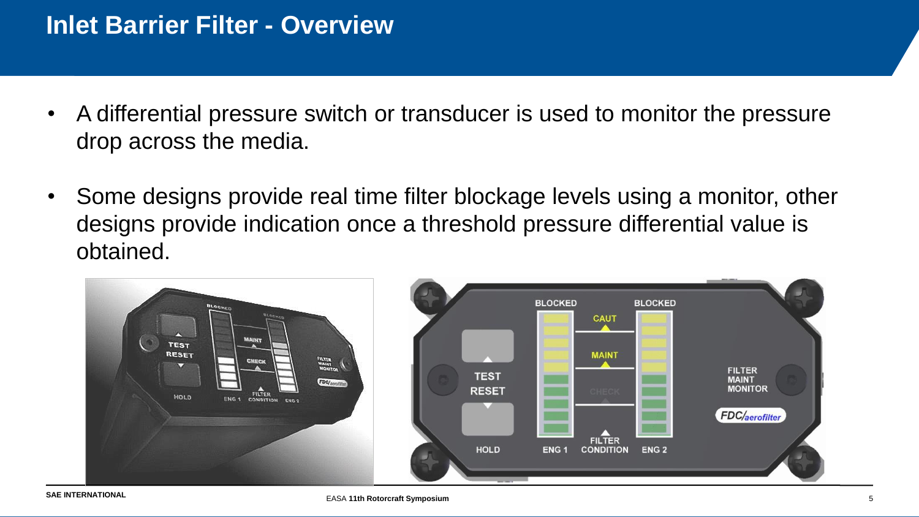# Inlet Barrier Filter - Overview

- A differential pressure switch or transducer is used to monitor the pressure drop across the media.
- Some designs provide real time filter blockage levels using a monitor, other designs provide indication once a threshold pressure differential value is obtained.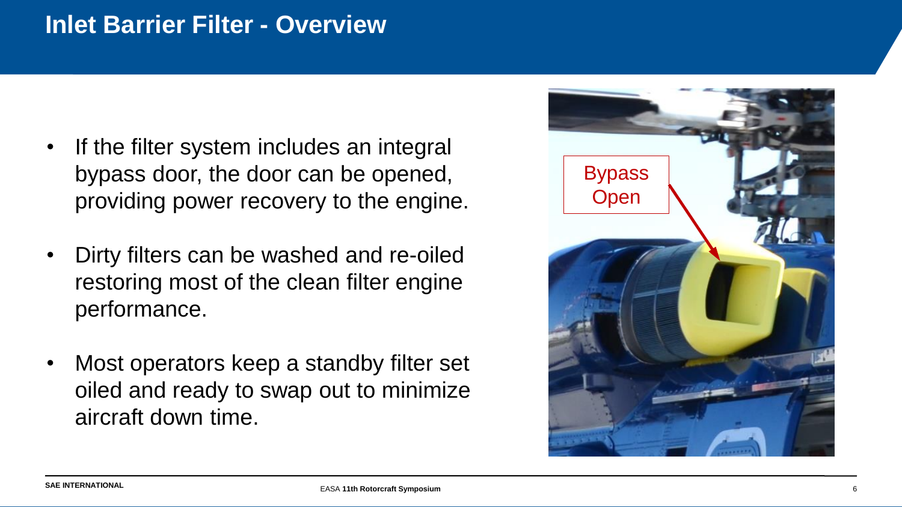# Inlet Barrier Filter - Overview

- If the filter system includes an integral bypass door, the door can be opened, providing power recovery to the engine.
- Dirty filters can be washed and re-oiled restoring most of the clean filter engine performance.
- Most operators keep a standby filter set oiled and ready to swap out to minimize aircraft down time.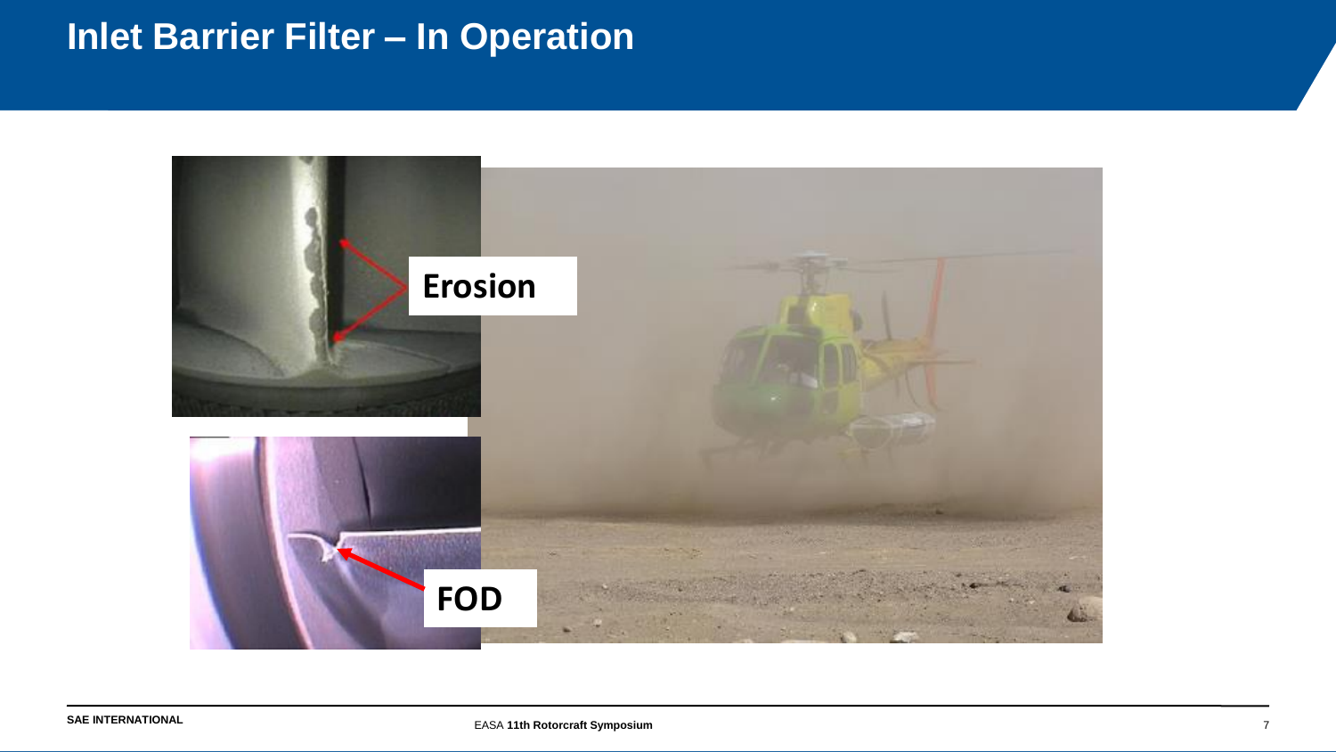# Inlet Barrier Filter – In Operation

Erosion

FOD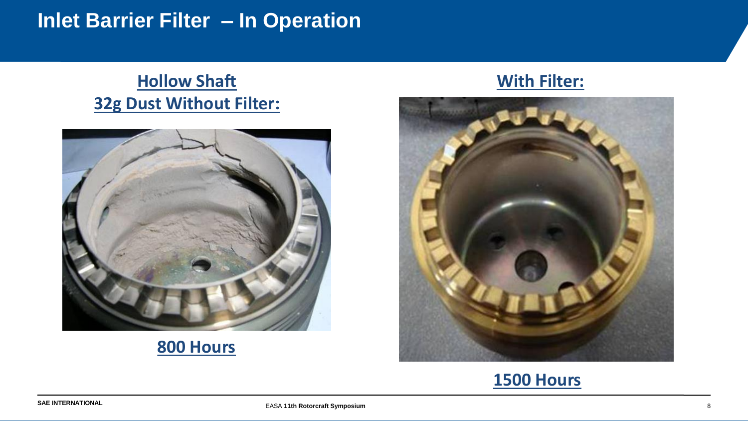# Inlet Barrier Filter – In Operation

## Hollow Shaft
## 32g Dust Without Filter:

**800 Hours**

## With Filter:

**1500 Hours**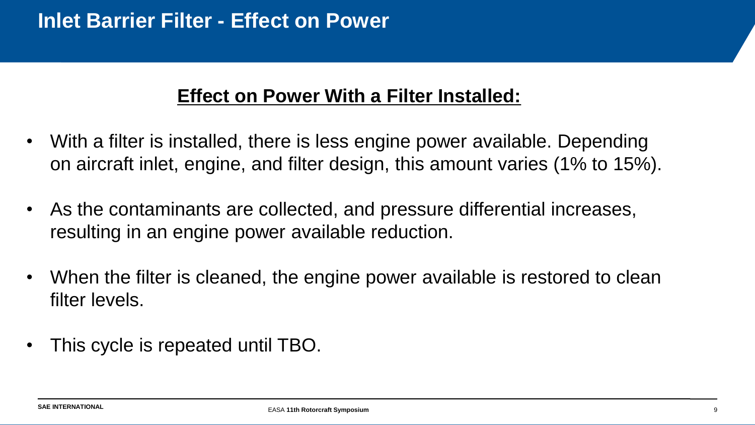# Inlet Barrier Filter - Effect on Power

## Effect on Power With a Filter Installed:

- With a filter is installed, there is less engine power available. Depending on aircraft inlet, engine, and filter design, this amount varies (1% to 15%).
- As the contaminants are collected, and pressure differential increases, resulting in an engine power available reduction.
- When the filter is cleaned, the engine power available is restored to clean filter levels.
- This cycle is repeated until TBO.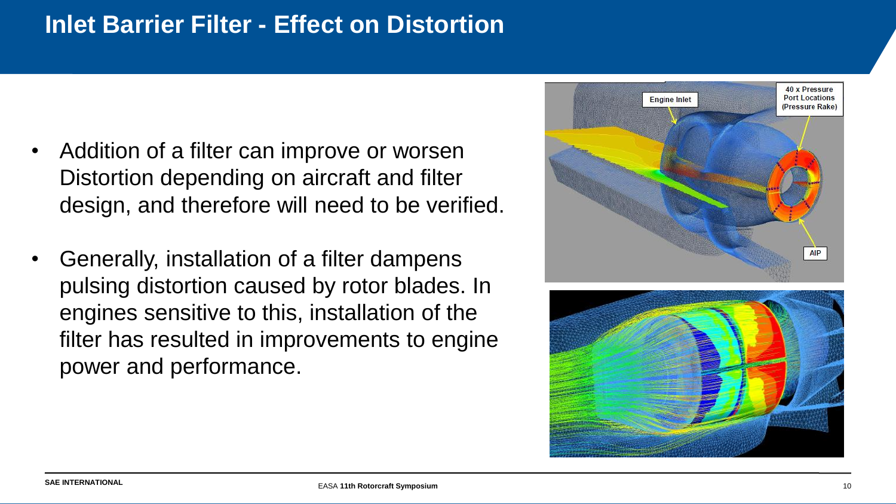# Inlet Barrier Filter - Effect on Distortion

- Addition of a filter can improve or worsen Distortion depending on aircraft and filter design, and therefore will need to be verified.
- Generally, installation of a filter dampens pulsing distortion caused by rotor blades. In engines sensitive to this, installation of the filter has resulted in improvements to engine power and performance.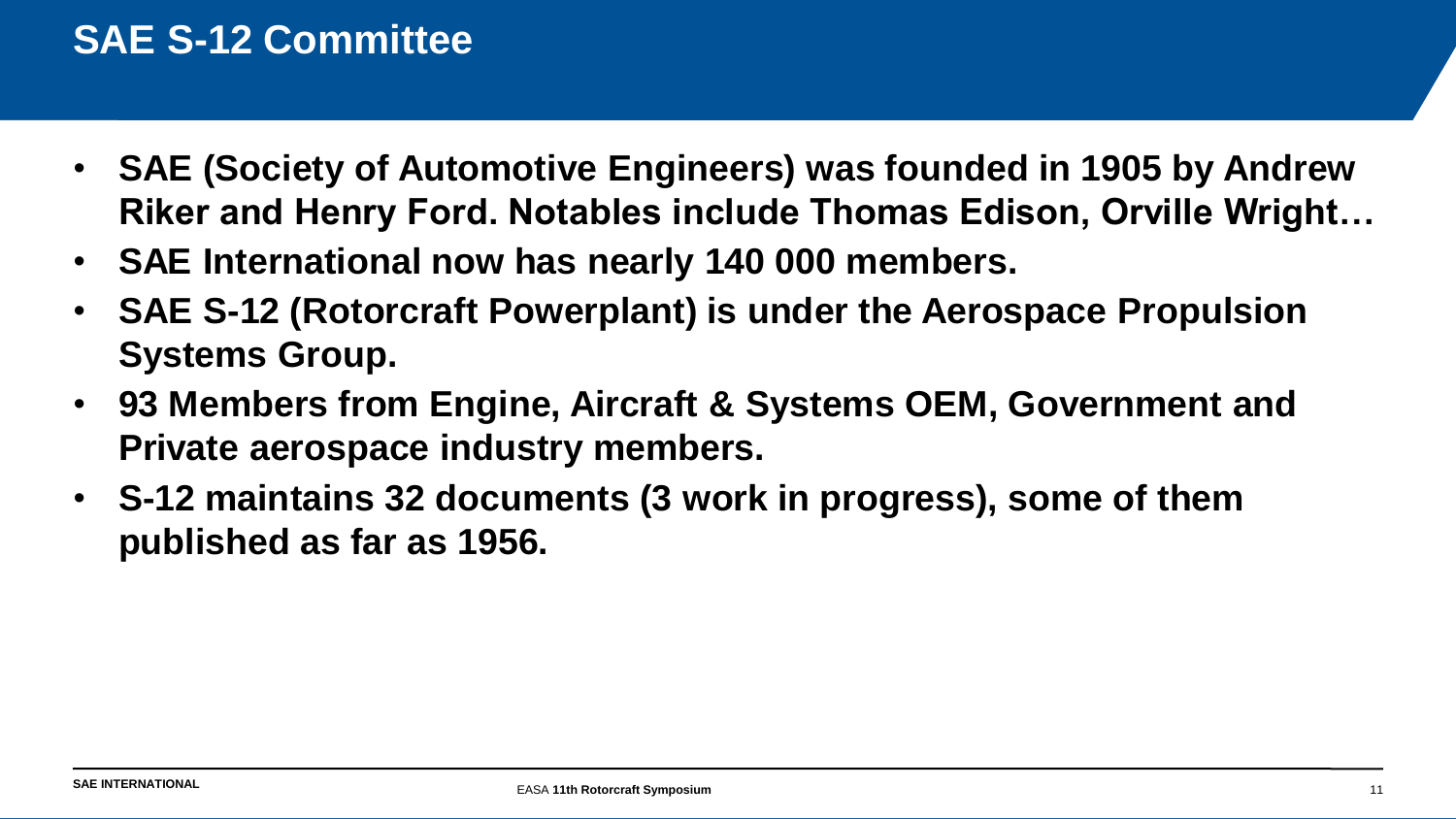# SAE S-12 Committee

- **SAE (Society of Automotive Engineers) was founded in 1905 by Andrew Riker and Henry Ford. Notables include Thomas Edison, Orville Wright…**
- **SAE International now has nearly 140 000 members.**
- **SAE S-12 (Rotorcraft Powerplant) is under the Aerospace Propulsion Systems Group.**
- **93 Members from Engine, Aircraft & Systems OEM, Government and Private aerospace industry members.**
- **S-12 maintains 32 documents (3 work in progress), some of them published as far as 1956.**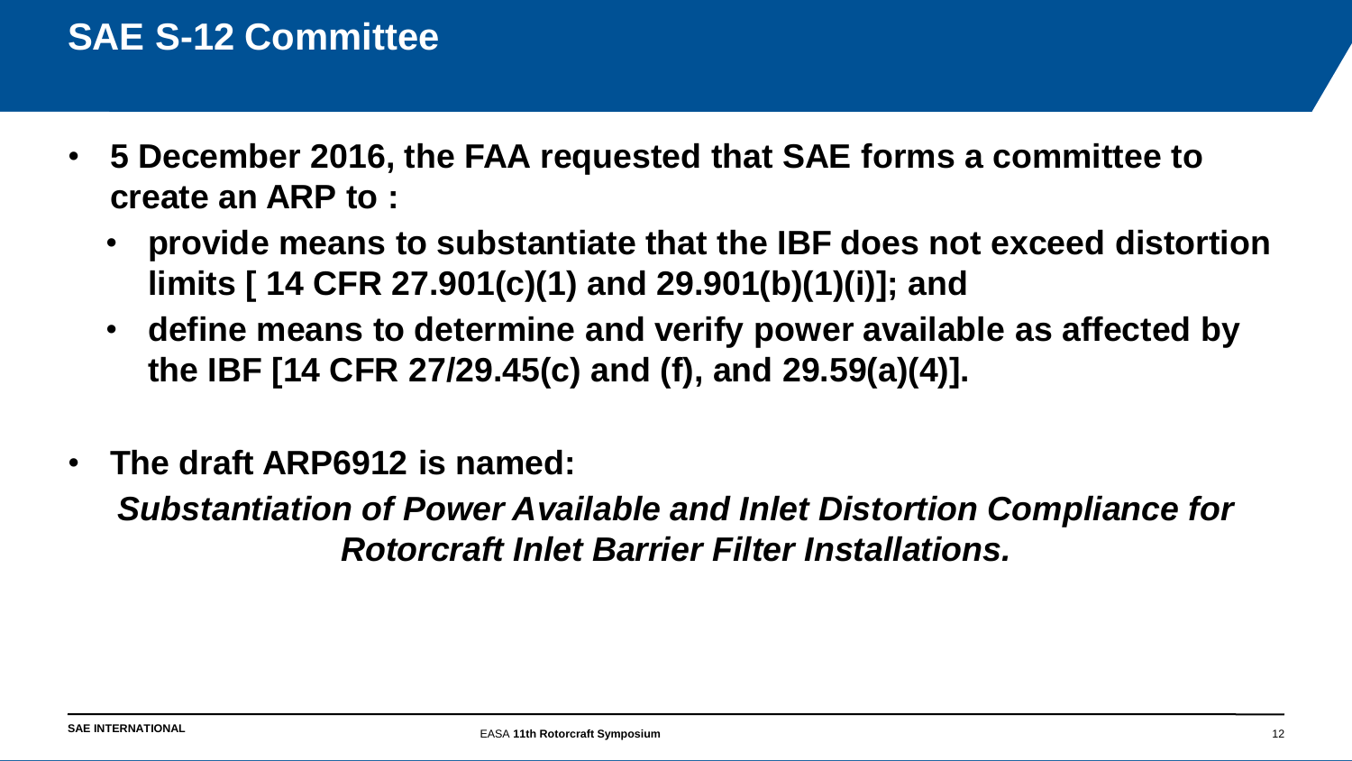# SAE S-12 Committee

- **5 December 2016, the FAA requested that SAE forms a committee to create an ARP to :**
  - **provide means to substantiate that the IBF does not exceed distortion limits [ 14 CFR 27.901(c)(1) and 29.901(b)(1)(i)]; and**
  - **define means to determine and verify power available as affected by the IBF [14 CFR 27/29.45(c) and (f), and 29.59(a)(4)].**

- **The draft ARP6912 is named:**

  ***Substantiation of Power Available and Inlet Distortion Compliance for Rotorcraft Inlet Barrier Filter Installations.***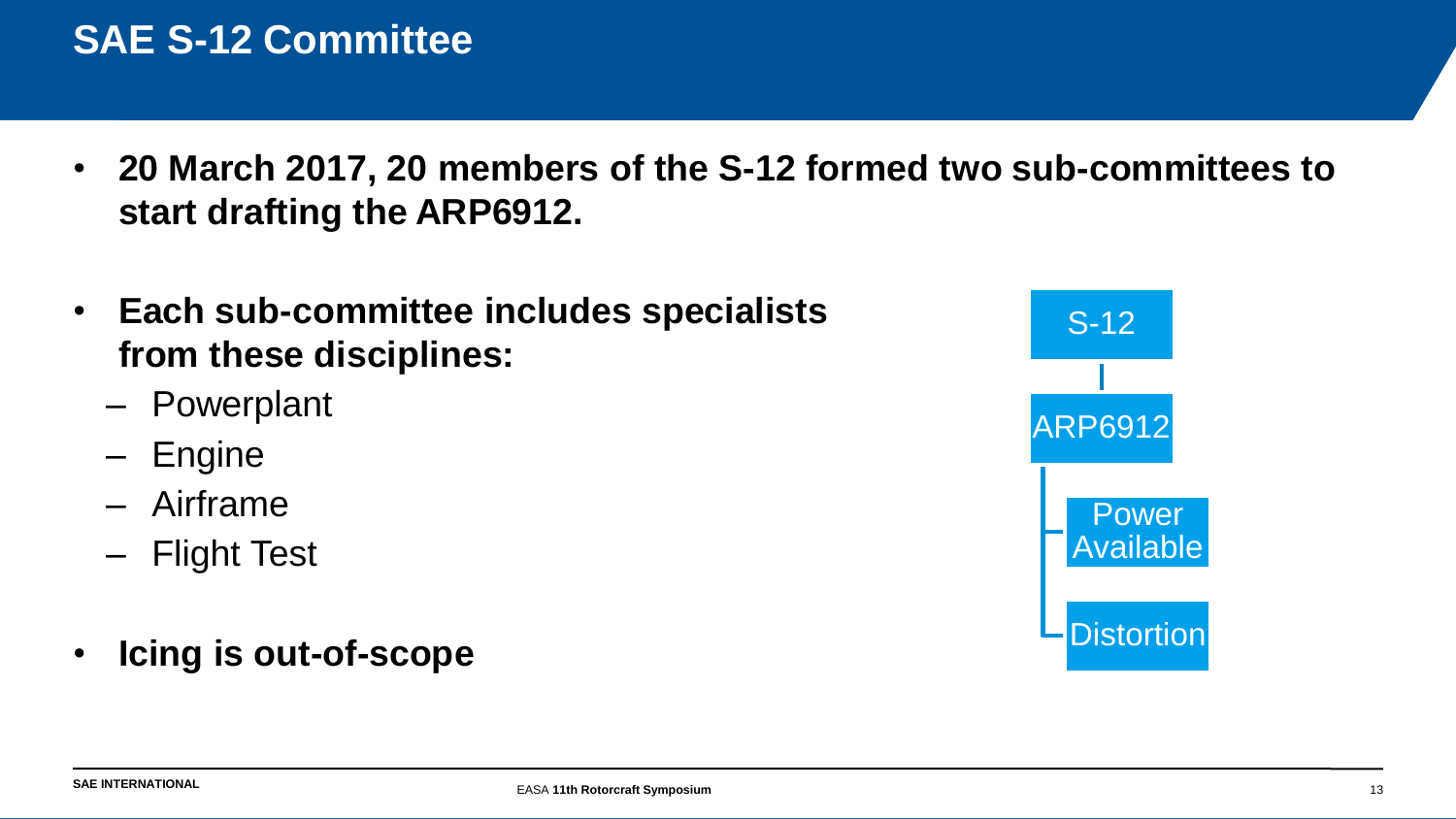# SAE S-12 Committee

- **20 March 2017, 20 members of the S-12 formed two sub-committees to start drafting the ARP6912.**
- **Each sub-committee includes specialists from these disciplines:**
  - Powerplant
  - Engine
  - Airframe
  - Flight Test
- **Icing is out-of-scope**

S-12

ARP6912

- Power Available
- Distortion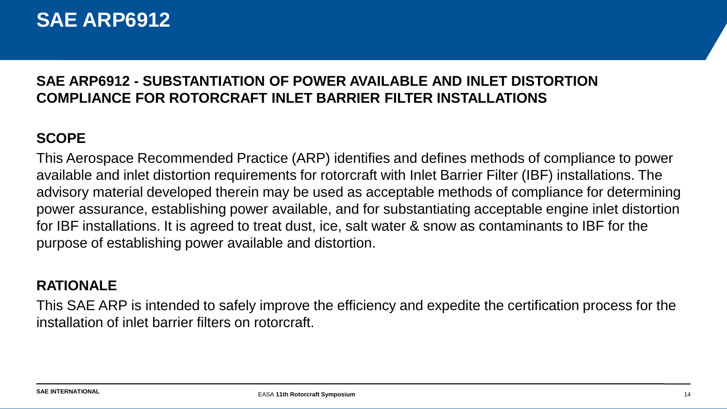# SAE ARP6912

## SAE ARP6912 - SUBSTANTIATION OF POWER AVAILABLE AND INLET DISTORTION COMPLIANCE FOR ROTORCRAFT INLET BARRIER FILTER INSTALLATIONS

### SCOPE

This Aerospace Recommended Practice (ARP) identifies and defines methods of compliance to power available and inlet distortion requirements for rotorcraft with Inlet Barrier Filter (IBF) installations. The advisory material developed therein may be used as acceptable methods of compliance for determining power assurance, establishing power available, and for substantiating acceptable engine inlet distortion for IBF installations. It is agreed to treat dust, ice, salt water & snow as contaminants to IBF for the purpose of establishing power available and distortion.

### RATIONALE

This SAE ARP is intended to safely improve the efficiency and expedite the certification process for the installation of inlet barrier filters on rotorcraft.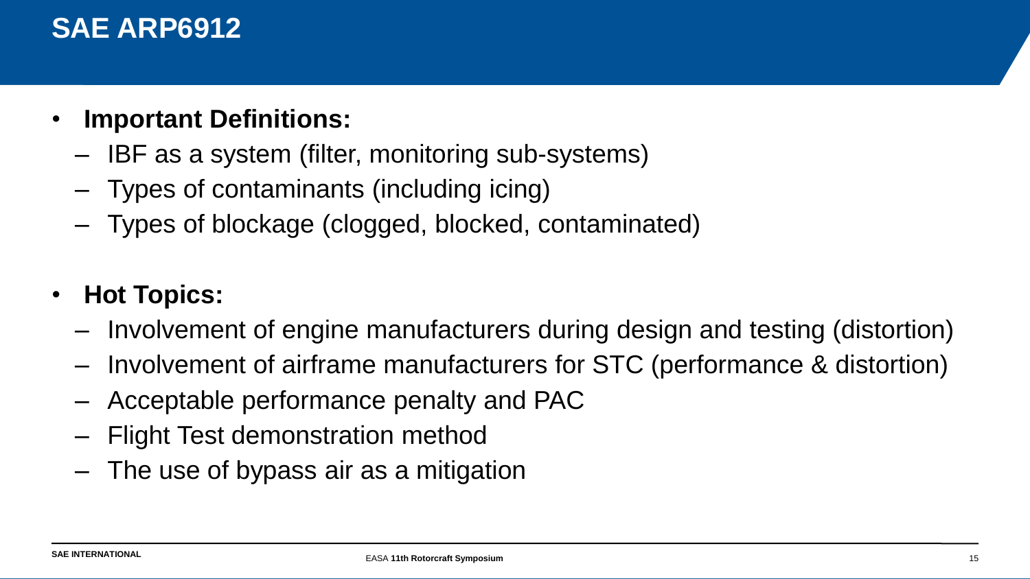# SAE ARP6912

- **Important Definitions:**
  - IBF as a system (filter, monitoring sub-systems)
  - Types of contaminants (including icing)
  - Types of blockage (clogged, blocked, contaminated)

- **Hot Topics:**
  - Involvement of engine manufacturers during design and testing (distortion)
  - Involvement of airframe manufacturers for STC (performance & distortion)
  - Acceptable performance penalty and PAC
  - Flight Test demonstration method
  - The use of bypass air as a mitigation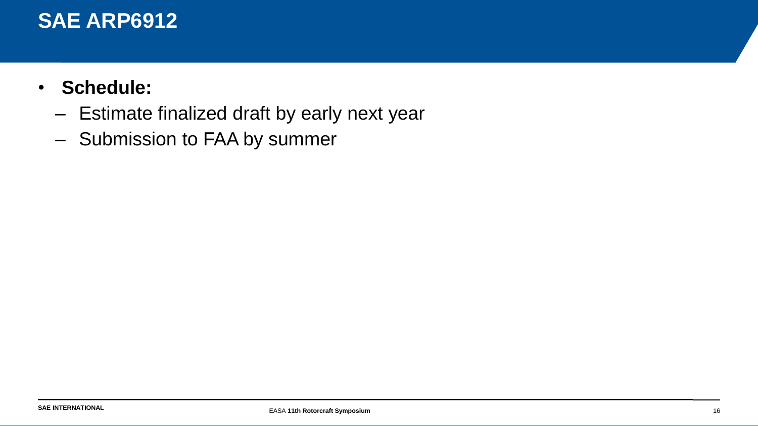# SAE ARP6912

- **Schedule:**
  - Estimate finalized draft by early next year
  - Submission to FAA by summer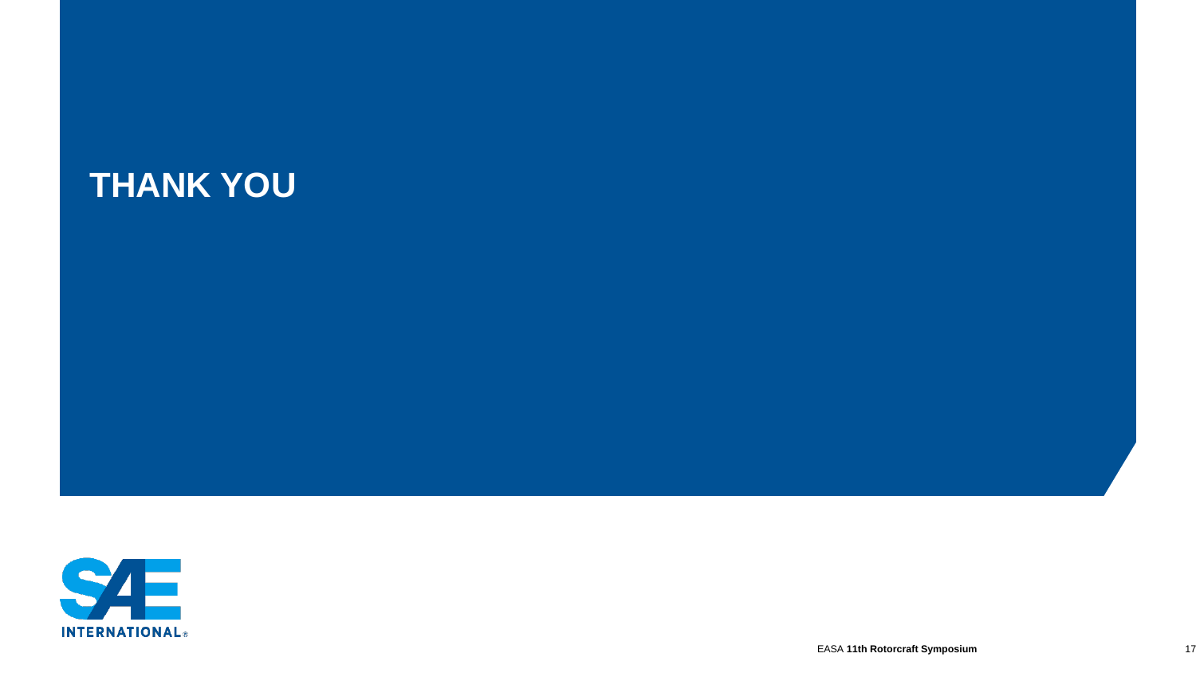# THANK YOU